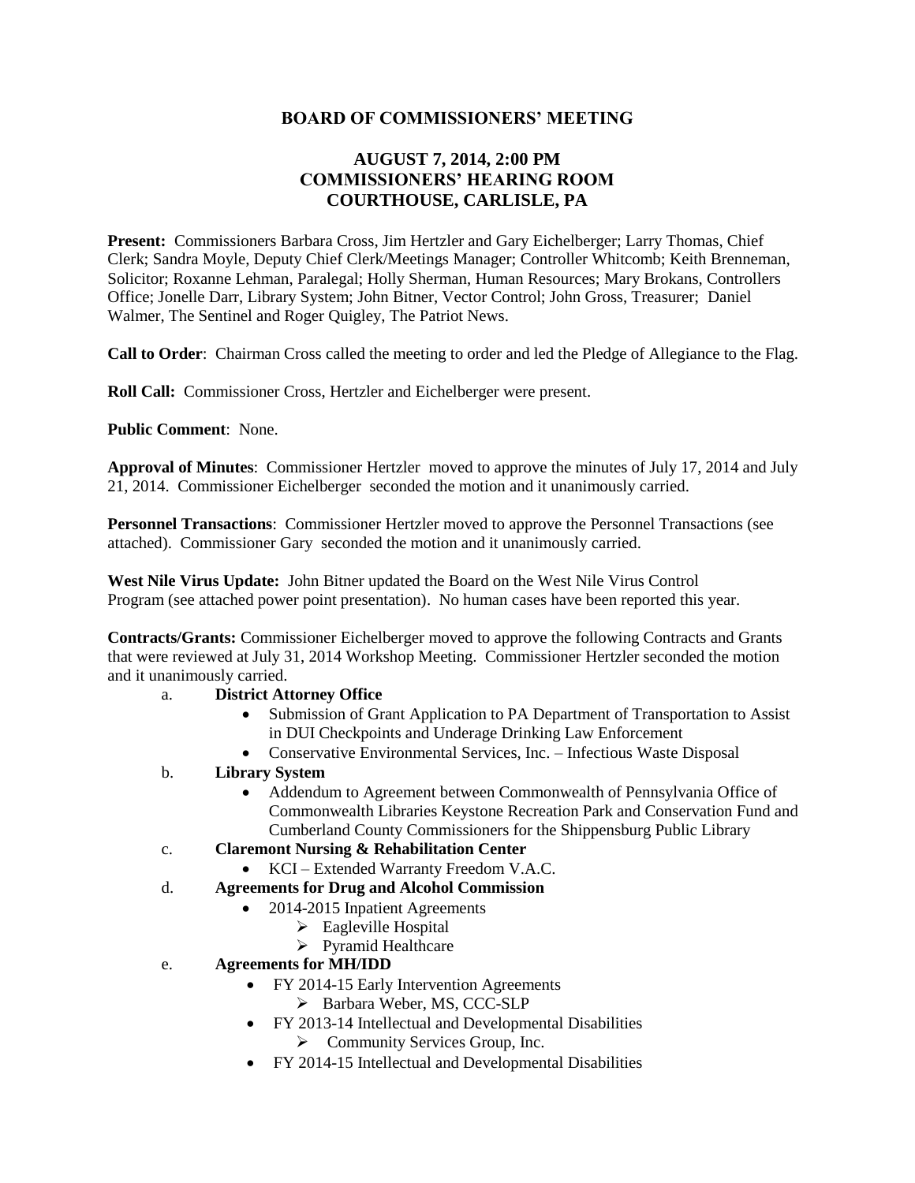# BOARD OF COMMISSIONERS' MEETING

## AUGUST 7, 2014, 2:00 PM
## COMMISSIONERS' HEARING ROOM
## COURTHOUSE, CARLISLE, PA

**Present:** Commissioners Barbara Cross, Jim Hertzler and Gary Eichelberger; Larry Thomas, Chief Clerk; Sandra Moyle, Deputy Chief Clerk/Meetings Manager; Controller Whitcomb; Keith Brenneman, Solicitor; Roxanne Lehman, Paralegal; Holly Sherman, Human Resources; Mary Brokans, Controllers Office; Jonelle Darr, Library System; John Bitner, Vector Control; John Gross, Treasurer; Daniel Walmer, The Sentinel and Roger Quigley, The Patriot News.

**Call to Order**: Chairman Cross called the meeting to order and led the Pledge of Allegiance to the Flag.

**Roll Call:** Commissioner Cross, Hertzler and Eichelberger were present.

**Public Comment**: None.

**Approval of Minutes**: Commissioner Hertzler moved to approve the minutes of July 17, 2014 and July 21, 2014. Commissioner Eichelberger seconded the motion and it unanimously carried.

**Personnel Transactions**: Commissioner Hertzler moved to approve the Personnel Transactions (see attached). Commissioner Gary seconded the motion and it unanimously carried.

**West Nile Virus Update:** John Bitner updated the Board on the West Nile Virus Control Program (see attached power point presentation). No human cases have been reported this year.

**Contracts/Grants:** Commissioner Eichelberger moved to approve the following Contracts and Grants that were reviewed at July 31, 2014 Workshop Meeting. Commissioner Hertzler seconded the motion and it unanimously carried.

a. **District Attorney Office**
   - Submission of Grant Application to PA Department of Transportation to Assist in DUI Checkpoints and Underage Drinking Law Enforcement
   - Conservative Environmental Services, Inc. – Infectious Waste Disposal

b. **Library System**
   - Addendum to Agreement between Commonwealth of Pennsylvania Office of Commonwealth Libraries Keystone Recreation Park and Conservation Fund and Cumberland County Commissioners for the Shippensburg Public Library

c. **Claremont Nursing & Rehabilitation Center**
   - KCI – Extended Warranty Freedom V.A.C.

d. **Agreements for Drug and Alcohol Commission**
   - 2014-2015 Inpatient Agreements
     - Eagleville Hospital
     - Pyramid Healthcare

e. **Agreements for MH/IDD**
   - FY 2014-15 Early Intervention Agreements
     - Barbara Weber, MS, CCC-SLP
   - FY 2013-14 Intellectual and Developmental Disabilities
     - Community Services Group, Inc.
   - FY 2014-15 Intellectual and Developmental Disabilities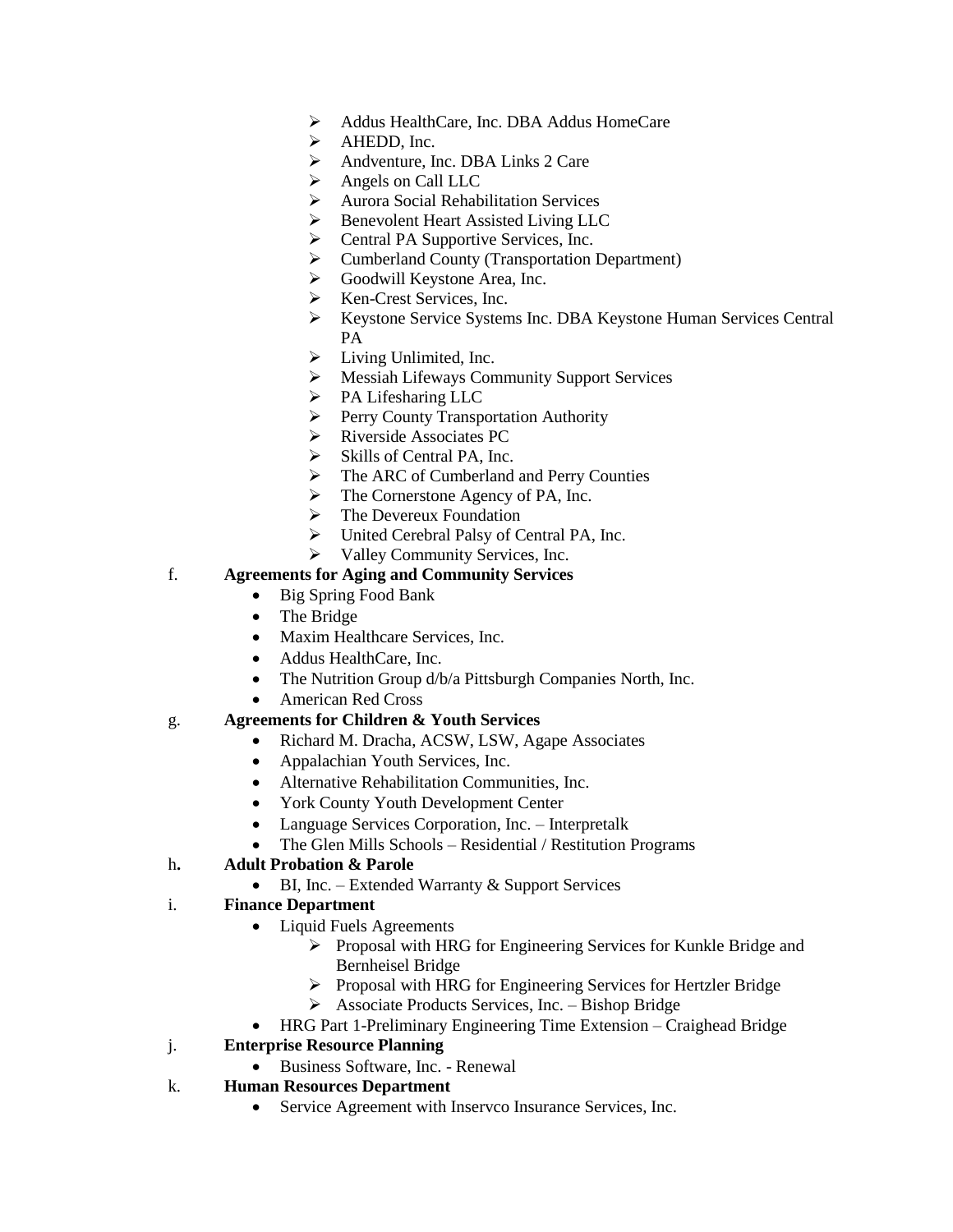- Addus HealthCare, Inc. DBA Addus HomeCare
- AHEDD, Inc.
- Andventure, Inc. DBA Links 2 Care
- Angels on Call LLC
- Aurora Social Rehabilitation Services
- Benevolent Heart Assisted Living LLC
- Central PA Supportive Services, Inc.
- Cumberland County (Transportation Department)
- Goodwill Keystone Area, Inc.
- Ken-Crest Services, Inc.
- Keystone Service Systems Inc. DBA Keystone Human Services Central PA
- Living Unlimited, Inc.
- Messiah Lifeways Community Support Services
- PA Lifesharing LLC
- Perry County Transportation Authority
- Riverside Associates PC
- Skills of Central PA, Inc.
- The ARC of Cumberland and Perry Counties
- The Cornerstone Agency of PA, Inc.
- The Devereux Foundation
- United Cerebral Palsy of Central PA, Inc.
- Valley Community Services, Inc.

f. **Agreements for Aging and Community Services**
- Big Spring Food Bank
- The Bridge
- Maxim Healthcare Services, Inc.
- Addus HealthCare, Inc.
- The Nutrition Group d/b/a Pittsburgh Companies North, Inc.
- American Red Cross

g. **Agreements for Children & Youth Services**
- Richard M. Dracha, ACSW, LSW, Agape Associates
- Appalachian Youth Services, Inc.
- Alternative Rehabilitation Communities, Inc.
- York County Youth Development Center
- Language Services Corporation, Inc. – Interpretalk
- The Glen Mills Schools – Residential / Restitution Programs

h**.** **Adult Probation & Parole**
- BI, Inc. – Extended Warranty & Support Services

i. **Finance Department**
- Liquid Fuels Agreements
  - Proposal with HRG for Engineering Services for Kunkle Bridge and Bernheisel Bridge
  - Proposal with HRG for Engineering Services for Hertzler Bridge
  - Associate Products Services, Inc. – Bishop Bridge
- HRG Part 1-Preliminary Engineering Time Extension – Craighead Bridge

j. **Enterprise Resource Planning**
- Business Software, Inc. - Renewal

k. **Human Resources Department**
- Service Agreement with Inservco Insurance Services, Inc.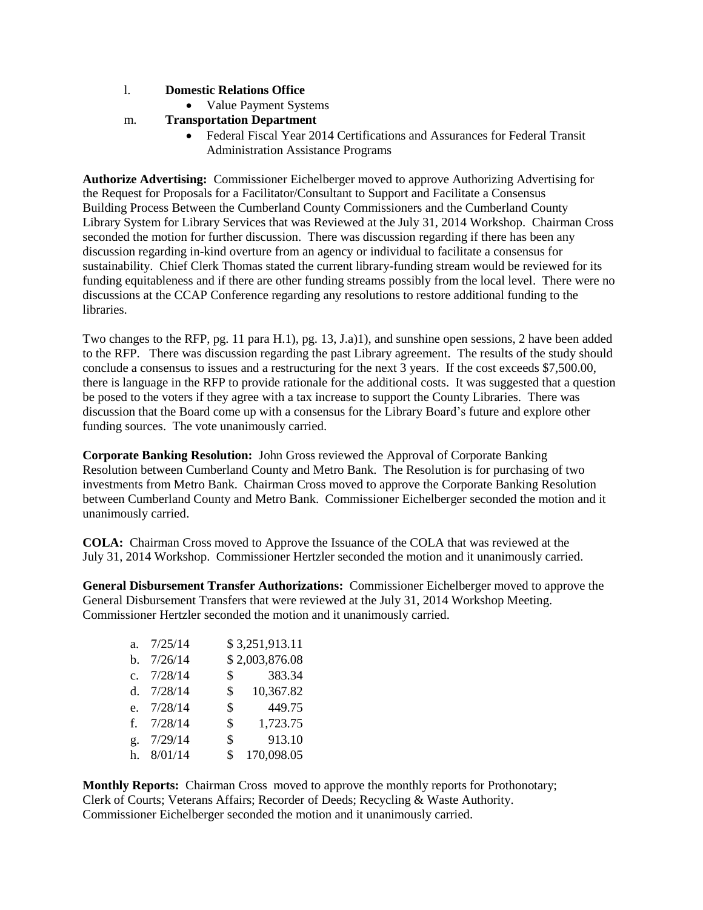l. **Domestic Relations Office**
   - Value Payment Systems

m. **Transportation Department**
   - Federal Fiscal Year 2014 Certifications and Assurances for Federal Transit Administration Assistance Programs

**Authorize Advertising:** Commissioner Eichelberger moved to approve Authorizing Advertising for the Request for Proposals for a Facilitator/Consultant to Support and Facilitate a Consensus Building Process Between the Cumberland County Commissioners and the Cumberland County Library System for Library Services that was Reviewed at the July 31, 2014 Workshop. Chairman Cross seconded the motion for further discussion. There was discussion regarding if there has been any discussion regarding in-kind overture from an agency or individual to facilitate a consensus for sustainability. Chief Clerk Thomas stated the current library-funding stream would be reviewed for its funding equitableness and if there are other funding streams possibly from the local level. There were no discussions at the CCAP Conference regarding any resolutions to restore additional funding to the libraries.

Two changes to the RFP, pg. 11 para H.1), pg. 13, J.a)1), and sunshine open sessions, 2 have been added to the RFP. There was discussion regarding the past Library agreement. The results of the study should conclude a consensus to issues and a restructuring for the next 3 years. If the cost exceeds $7,500.00, there is language in the RFP to provide rationale for the additional costs. It was suggested that a question be posed to the voters if they agree with a tax increase to support the County Libraries. There was discussion that the Board come up with a consensus for the Library Board's future and explore other funding sources. The vote unanimously carried.

**Corporate Banking Resolution:** John Gross reviewed the Approval of Corporate Banking Resolution between Cumberland County and Metro Bank. The Resolution is for purchasing of two investments from Metro Bank. Chairman Cross moved to approve the Corporate Banking Resolution between Cumberland County and Metro Bank. Commissioner Eichelberger seconded the motion and it unanimously carried.

**COLA:** Chairman Cross moved to Approve the Issuance of the COLA that was reviewed at the July 31, 2014 Workshop. Commissioner Hertzler seconded the motion and it unanimously carried.

**General Disbursement Transfer Authorizations:** Commissioner Eichelberger moved to approve the General Disbursement Transfers that were reviewed at the July 31, 2014 Workshop Meeting. Commissioner Hertzler seconded the motion and it unanimously carried.

| | Date | Amount |
|---|---|---|
| a. | 7/25/14 | $ 3,251,913.11 |
| b. | 7/26/14 | $ 2,003,876.08 |
| c. | 7/28/14 | $ 383.34 |
| d. | 7/28/14 | $ 10,367.82 |
| e. | 7/28/14 | $ 449.75 |
| f. | 7/28/14 | $ 1,723.75 |
| g. | 7/29/14 | $ 913.10 |
| h. | 8/01/14 | $ 170,098.05 |

**Monthly Reports:** Chairman Cross moved to approve the monthly reports for Prothonotary; Clerk of Courts; Veterans Affairs; Recorder of Deeds; Recycling & Waste Authority. Commissioner Eichelberger seconded the motion and it unanimously carried.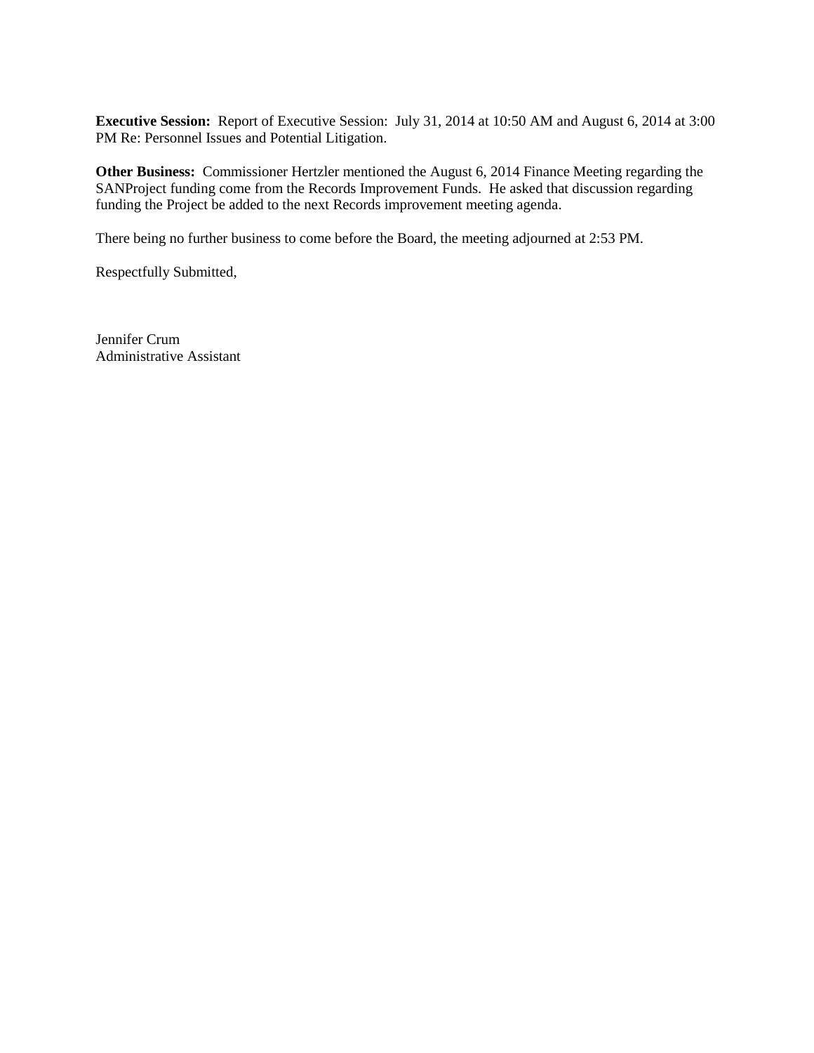**Executive Session:** Report of Executive Session: July 31, 2014 at 10:50 AM and August 6, 2014 at 3:00 PM Re: Personnel Issues and Potential Litigation.

**Other Business:** Commissioner Hertzler mentioned the August 6, 2014 Finance Meeting regarding the SANProject funding come from the Records Improvement Funds. He asked that discussion regarding funding the Project be added to the next Records improvement meeting agenda.

There being no further business to come before the Board, the meeting adjourned at 2:53 PM.

Respectfully Submitted,

Jennifer Crum
Administrative Assistant